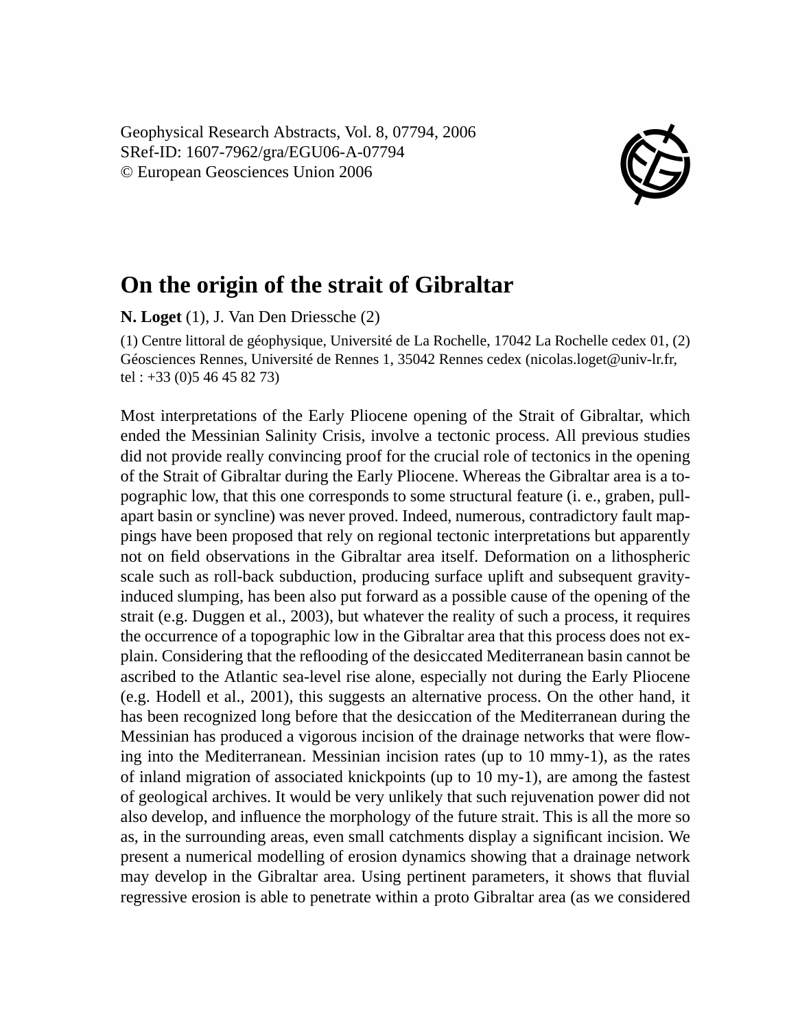Geophysical Research Abstracts, Vol. 8, 07794, 2006
SRef-ID: 1607-7962/gra/EGU06-A-07794
© European Geosciences Union 2006

# On the origin of the strait of Gibraltar

**N. Loget** (1), J. Van Den Driessche (2)

(1) Centre littoral de géophysique, Université de La Rochelle, 17042 La Rochelle cedex 01, (2) Géosciences Rennes, Université de Rennes 1, 35042 Rennes cedex (nicolas.loget@univ-lr.fr, tel : +33 (0)5 46 45 82 73)

Most interpretations of the Early Pliocene opening of the Strait of Gibraltar, which ended the Messinian Salinity Crisis, involve a tectonic process. All previous studies did not provide really convincing proof for the crucial role of tectonics in the opening of the Strait of Gibraltar during the Early Pliocene. Whereas the Gibraltar area is a topographic low, that this one corresponds to some structural feature (i. e., graben, pull-apart basin or syncline) was never proved. Indeed, numerous, contradictory fault mappings have been proposed that rely on regional tectonic interpretations but apparently not on field observations in the Gibraltar area itself. Deformation on a lithospheric scale such as roll-back subduction, producing surface uplift and subsequent gravity-induced slumping, has been also put forward as a possible cause of the opening of the strait (e.g. Duggen et al., 2003), but whatever the reality of such a process, it requires the occurrence of a topographic low in the Gibraltar area that this process does not explain. Considering that the reflooding of the desiccated Mediterranean basin cannot be ascribed to the Atlantic sea-level rise alone, especially not during the Early Pliocene (e.g. Hodell et al., 2001), this suggests an alternative process. On the other hand, it has been recognized long before that the desiccation of the Mediterranean during the Messinian has produced a vigorous incision of the drainage networks that were flowing into the Mediterranean. Messinian incision rates (up to 10 mmy-1), as the rates of inland migration of associated knickpoints (up to 10 my-1), are among the fastest of geological archives. It would be very unlikely that such rejuvenation power did not also develop, and influence the morphology of the future strait. This is all the more so as, in the surrounding areas, even small catchments display a significant incision. We present a numerical modelling of erosion dynamics showing that a drainage network may develop in the Gibraltar area. Using pertinent parameters, it shows that fluvial regressive erosion is able to penetrate within a proto Gibraltar area (as we considered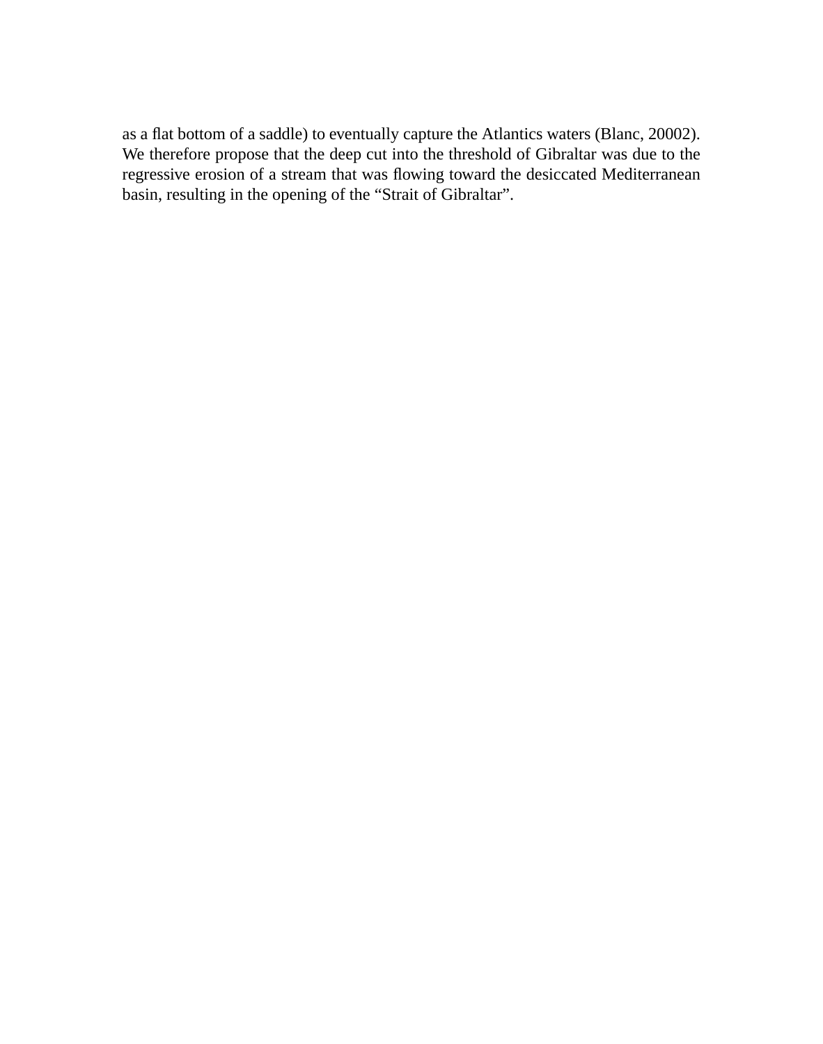as a flat bottom of a saddle) to eventually capture the Atlantics waters (Blanc, 20002). We therefore propose that the deep cut into the threshold of Gibraltar was due to the regressive erosion of a stream that was flowing toward the desiccated Mediterranean basin, resulting in the opening of the “Strait of Gibraltar”.